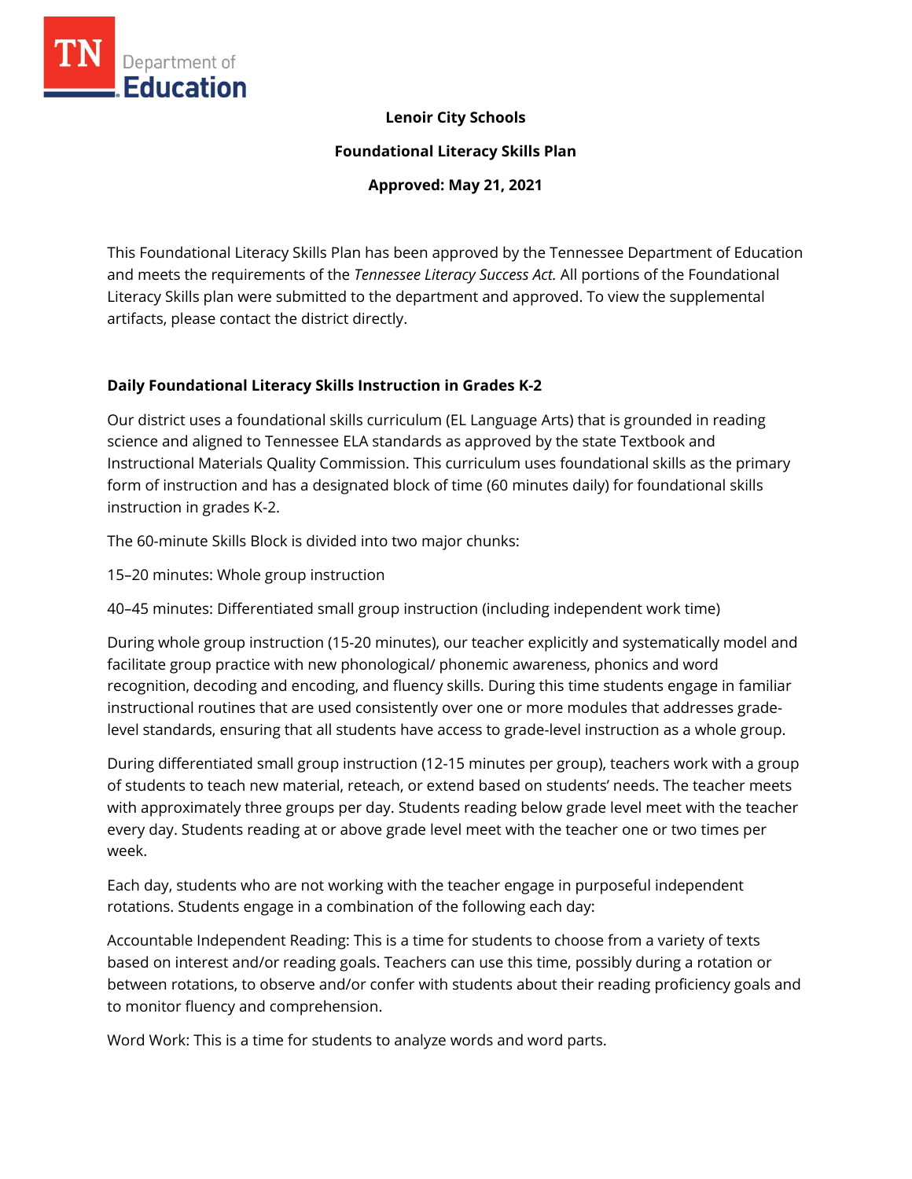**Lenoir City Schools**

**Foundational Literacy Skills Plan**

**Approved: May 21, 2021**

This Foundational Literacy Skills Plan has been approved by the Tennessee Department of Education and meets the requirements of the *Tennessee Literacy Success Act.* All portions of the Foundational Literacy Skills plan were submitted to the department and approved. To view the supplemental artifacts, please contact the district directly.

### Daily Foundational Literacy Skills Instruction in Grades K-2

Our district uses a foundational skills curriculum (EL Language Arts) that is grounded in reading science and aligned to Tennessee ELA standards as approved by the state Textbook and Instructional Materials Quality Commission. This curriculum uses foundational skills as the primary form of instruction and has a designated block of time (60 minutes daily) for foundational skills instruction in grades K-2.

The 60-minute Skills Block is divided into two major chunks:

15–20 minutes: Whole group instruction

40–45 minutes: Differentiated small group instruction (including independent work time)

During whole group instruction (15-20 minutes), our teacher explicitly and systematically model and facilitate group practice with new phonological/ phonemic awareness, phonics and word recognition, decoding and encoding, and fluency skills. During this time students engage in familiar instructional routines that are used consistently over one or more modules that addresses grade-level standards, ensuring that all students have access to grade-level instruction as a whole group.

During differentiated small group instruction (12-15 minutes per group), teachers work with a group of students to teach new material, reteach, or extend based on students' needs. The teacher meets with approximately three groups per day. Students reading below grade level meet with the teacher every day. Students reading at or above grade level meet with the teacher one or two times per week.

Each day, students who are not working with the teacher engage in purposeful independent rotations. Students engage in a combination of the following each day:

Accountable Independent Reading: This is a time for students to choose from a variety of texts based on interest and/or reading goals. Teachers can use this time, possibly during a rotation or between rotations, to observe and/or confer with students about their reading proficiency goals and to monitor fluency and comprehension.

Word Work: This is a time for students to analyze words and word parts.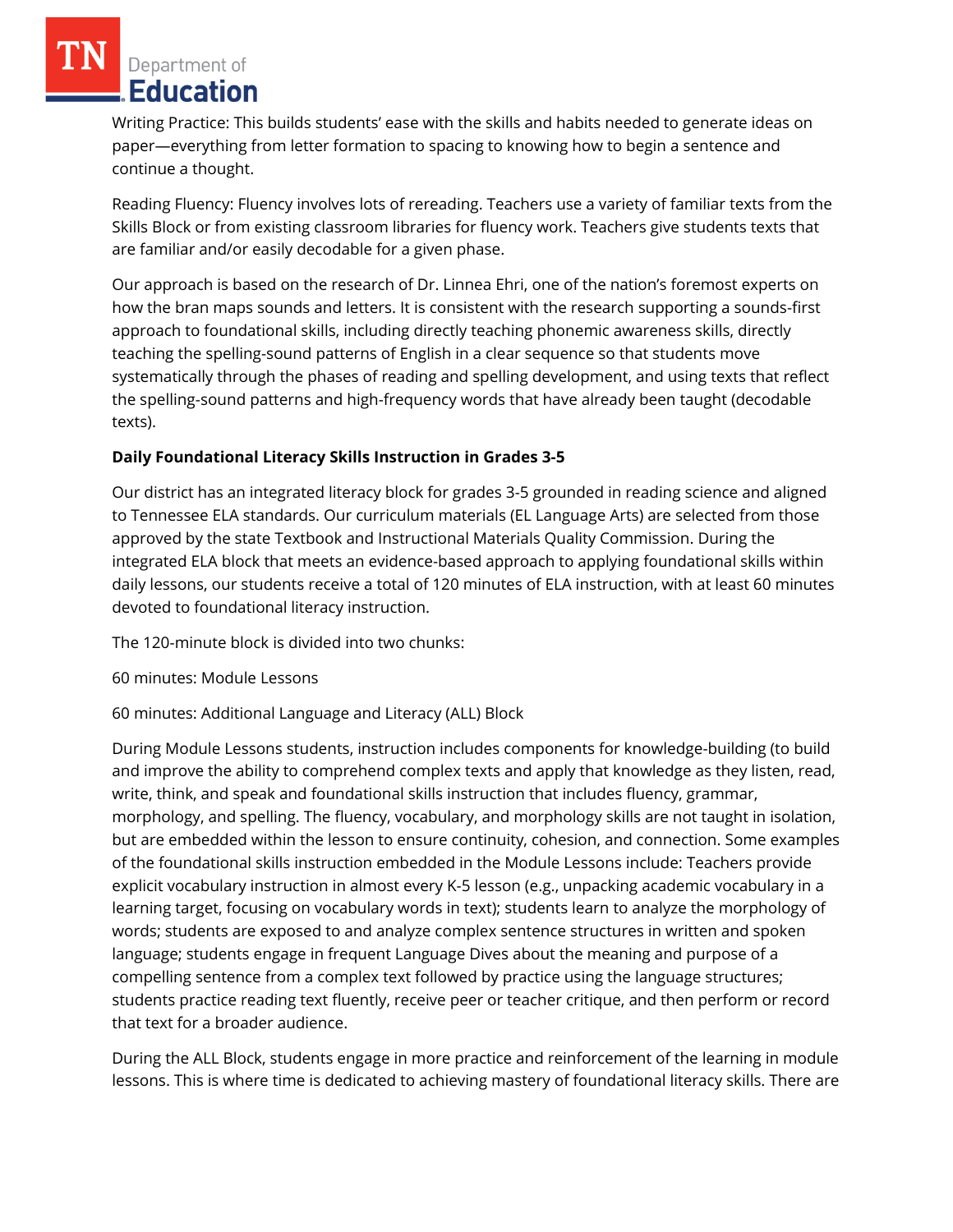Writing Practice: This builds students' ease with the skills and habits needed to generate ideas on paper—everything from letter formation to spacing to knowing how to begin a sentence and continue a thought.

Reading Fluency: Fluency involves lots of rereading. Teachers use a variety of familiar texts from the Skills Block or from existing classroom libraries for fluency work. Teachers give students texts that are familiar and/or easily decodable for a given phase.

Our approach is based on the research of Dr. Linnea Ehri, one of the nation's foremost experts on how the bran maps sounds and letters. It is consistent with the research supporting a sounds-first approach to foundational skills, including directly teaching phonemic awareness skills, directly teaching the spelling-sound patterns of English in a clear sequence so that students move systematically through the phases of reading and spelling development, and using texts that reflect the spelling-sound patterns and high-frequency words that have already been taught (decodable texts).

**Daily Foundational Literacy Skills Instruction in Grades 3-5**

Our district has an integrated literacy block for grades 3-5 grounded in reading science and aligned to Tennessee ELA standards. Our curriculum materials (EL Language Arts) are selected from those approved by the state Textbook and Instructional Materials Quality Commission. During the integrated ELA block that meets an evidence-based approach to applying foundational skills within daily lessons, our students receive a total of 120 minutes of ELA instruction, with at least 60 minutes devoted to foundational literacy instruction.

The 120-minute block is divided into two chunks:

60 minutes: Module Lessons

60 minutes: Additional Language and Literacy (ALL) Block

During Module Lessons students, instruction includes components for knowledge-building (to build and improve the ability to comprehend complex texts and apply that knowledge as they listen, read, write, think, and speak and foundational skills instruction that includes fluency, grammar, morphology, and spelling. The fluency, vocabulary, and morphology skills are not taught in isolation, but are embedded within the lesson to ensure continuity, cohesion, and connection. Some examples of the foundational skills instruction embedded in the Module Lessons include: Teachers provide explicit vocabulary instruction in almost every K-5 lesson (e.g., unpacking academic vocabulary in a learning target, focusing on vocabulary words in text); students learn to analyze the morphology of words; students are exposed to and analyze complex sentence structures in written and spoken language; students engage in frequent Language Dives about the meaning and purpose of a compelling sentence from a complex text followed by practice using the language structures; students practice reading text fluently, receive peer or teacher critique, and then perform or record that text for a broader audience.

During the ALL Block, students engage in more practice and reinforcement of the learning in module lessons. This is where time is dedicated to achieving mastery of foundational literacy skills. There are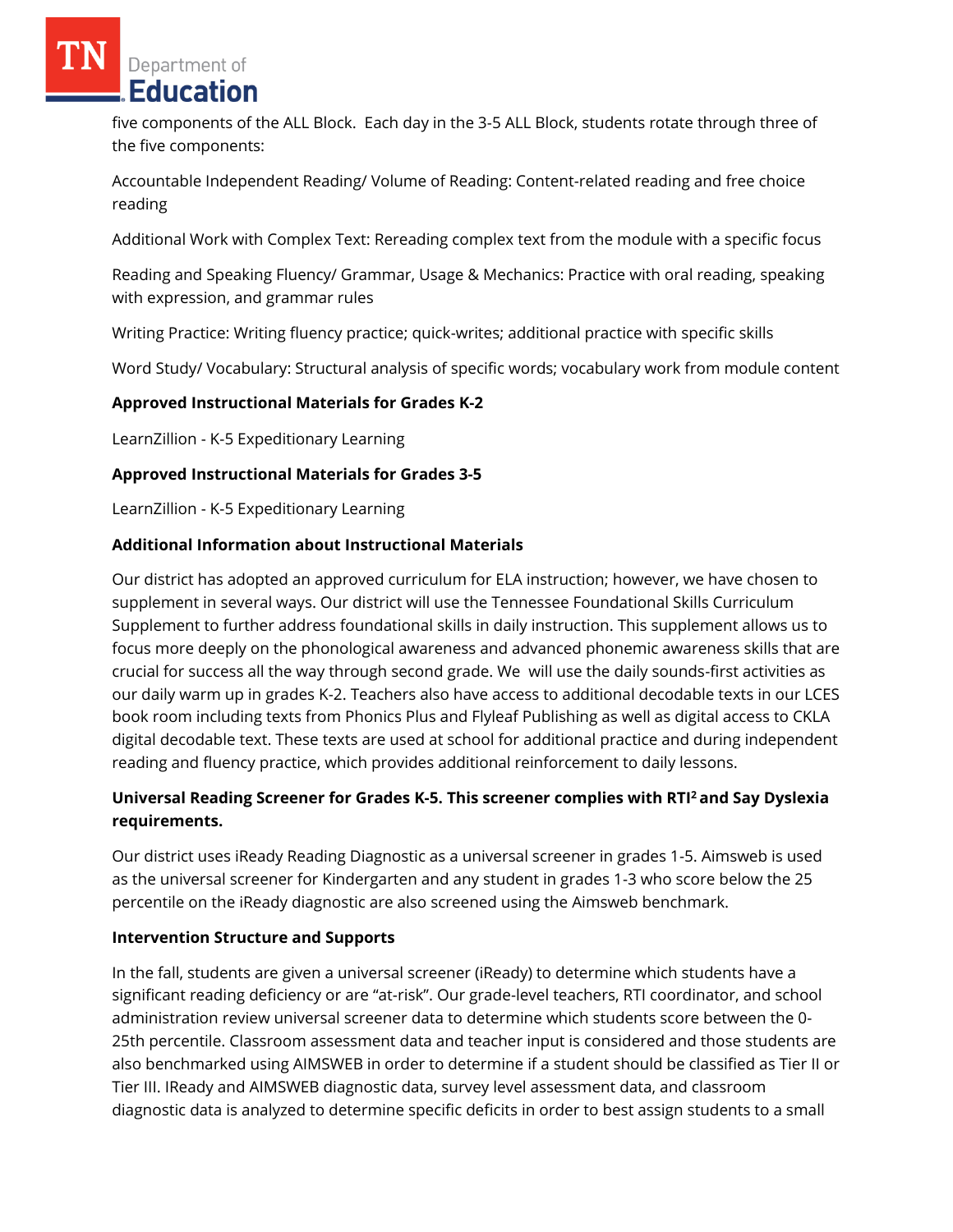five components of the ALL Block. Each day in the 3-5 ALL Block, students rotate through three of the five components:

Accountable Independent Reading/ Volume of Reading: Content-related reading and free choice reading

Additional Work with Complex Text: Rereading complex text from the module with a specific focus

Reading and Speaking Fluency/ Grammar, Usage & Mechanics: Practice with oral reading, speaking with expression, and grammar rules

Writing Practice: Writing fluency practice; quick-writes; additional practice with specific skills

Word Study/ Vocabulary: Structural analysis of specific words; vocabulary work from module content

**Approved Instructional Materials for Grades K-2**

LearnZillion - K-5 Expeditionary Learning

**Approved Instructional Materials for Grades 3-5**

LearnZillion - K-5 Expeditionary Learning

**Additional Information about Instructional Materials**

Our district has adopted an approved curriculum for ELA instruction; however, we have chosen to supplement in several ways. Our district will use the Tennessee Foundational Skills Curriculum Supplement to further address foundational skills in daily instruction. This supplement allows us to focus more deeply on the phonological awareness and advanced phonemic awareness skills that are crucial for success all the way through second grade. We will use the daily sounds-first activities as our daily warm up in grades K-2. Teachers also have access to additional decodable texts in our LCES book room including texts from Phonics Plus and Flyleaf Publishing as well as digital access to CKLA digital decodable text. These texts are used at school for additional practice and during independent reading and fluency practice, which provides additional reinforcement to daily lessons.

**Universal Reading Screener for Grades K-5. This screener complies with RTI² and Say Dyslexia requirements.**

Our district uses iReady Reading Diagnostic as a universal screener in grades 1-5. Aimsweb is used as the universal screener for Kindergarten and any student in grades 1-3 who score below the 25 percentile on the iReady diagnostic are also screened using the Aimsweb benchmark.

**Intervention Structure and Supports**

In the fall, students are given a universal screener (iReady) to determine which students have a significant reading deficiency or are "at-risk". Our grade-level teachers, RTI coordinator, and school administration review universal screener data to determine which students score between the 0-25th percentile. Classroom assessment data and teacher input is considered and those students are also benchmarked using AIMSWEB in order to determine if a student should be classified as Tier II or Tier III. IReady and AIMSWEB diagnostic data, survey level assessment data, and classroom diagnostic data is analyzed to determine specific deficits in order to best assign students to a small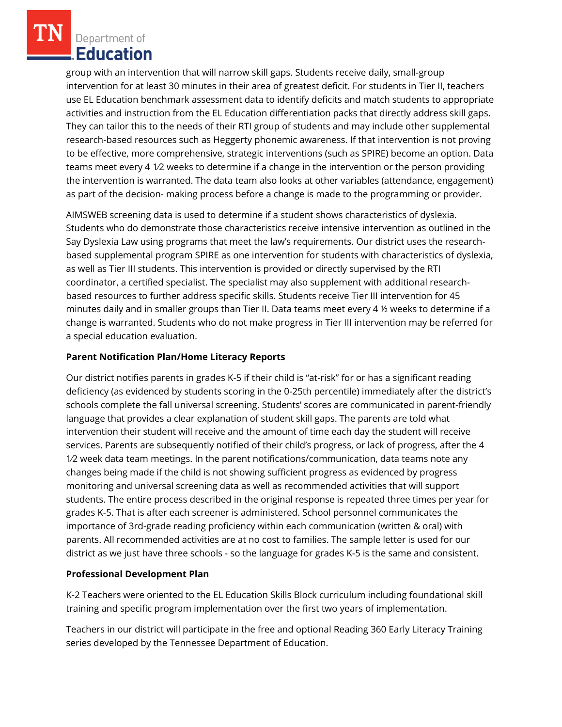group with an intervention that will narrow skill gaps. Students receive daily, small-group intervention for at least 30 minutes in their area of greatest deficit. For students in Tier II, teachers use EL Education benchmark assessment data to identify deficits and match students to appropriate activities and instruction from the EL Education differentiation packs that directly address skill gaps. They can tailor this to the needs of their RTI group of students and may include other supplemental research-based resources such as Heggerty phonemic awareness. If that intervention is not proving to be effective, more comprehensive, strategic interventions (such as SPIRE) become an option. Data teams meet every 4 1⁄2 weeks to determine if a change in the intervention or the person providing the intervention is warranted. The data team also looks at other variables (attendance, engagement) as part of the decision- making process before a change is made to the programming or provider.

AIMSWEB screening data is used to determine if a student shows characteristics of dyslexia. Students who do demonstrate those characteristics receive intensive intervention as outlined in the Say Dyslexia Law using programs that meet the law's requirements. Our district uses the research-based supplemental program SPIRE as one intervention for students with characteristics of dyslexia, as well as Tier III students. This intervention is provided or directly supervised by the RTI coordinator, a certified specialist. The specialist may also supplement with additional research-based resources to further address specific skills. Students receive Tier III intervention for 45 minutes daily and in smaller groups than Tier II. Data teams meet every 4 ½ weeks to determine if a change is warranted. Students who do not make progress in Tier III intervention may be referred for a special education evaluation.

**Parent Notification Plan/Home Literacy Reports**

Our district notifies parents in grades K-5 if their child is "at-risk" for or has a significant reading deficiency (as evidenced by students scoring in the 0-25th percentile) immediately after the district's schools complete the fall universal screening. Students' scores are communicated in parent-friendly language that provides a clear explanation of student skill gaps. The parents are told what intervention their student will receive and the amount of time each day the student will receive services. Parents are subsequently notified of their child's progress, or lack of progress, after the 4 1⁄2 week data team meetings. In the parent notifications/communication, data teams note any changes being made if the child is not showing sufficient progress as evidenced by progress monitoring and universal screening data as well as recommended activities that will support students. The entire process described in the original response is repeated three times per year for grades K-5. That is after each screener is administered. School personnel communicates the importance of 3rd-grade reading proficiency within each communication (written & oral) with parents. All recommended activities are at no cost to families. The sample letter is used for our district as we just have three schools - so the language for grades K-5 is the same and consistent.

**Professional Development Plan**

K-2 Teachers were oriented to the EL Education Skills Block curriculum including foundational skill training and specific program implementation over the first two years of implementation.

Teachers in our district will participate in the free and optional Reading 360 Early Literacy Training series developed by the Tennessee Department of Education.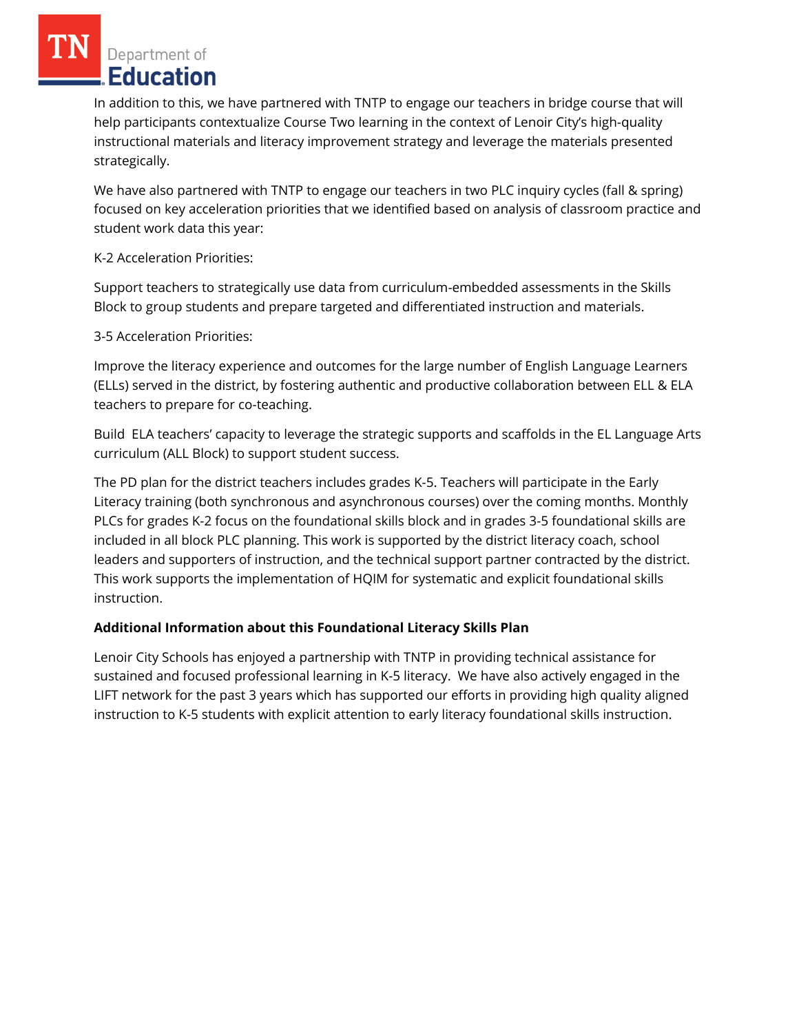In addition to this, we have partnered with TNTP to engage our teachers in bridge course that will help participants contextualize Course Two learning in the context of Lenoir City's high-quality instructional materials and literacy improvement strategy and leverage the materials presented strategically.

We have also partnered with TNTP to engage our teachers in two PLC inquiry cycles (fall & spring) focused on key acceleration priorities that we identified based on analysis of classroom practice and student work data this year:

K-2 Acceleration Priorities:

Support teachers to strategically use data from curriculum-embedded assessments in the Skills Block to group students and prepare targeted and differentiated instruction and materials.

3-5 Acceleration Priorities:

Improve the literacy experience and outcomes for the large number of English Language Learners (ELLs) served in the district, by fostering authentic and productive collaboration between ELL & ELA teachers to prepare for co-teaching.

Build ELA teachers' capacity to leverage the strategic supports and scaffolds in the EL Language Arts curriculum (ALL Block) to support student success.

The PD plan for the district teachers includes grades K-5. Teachers will participate in the Early Literacy training (both synchronous and asynchronous courses) over the coming months. Monthly PLCs for grades K-2 focus on the foundational skills block and in grades 3-5 foundational skills are included in all block PLC planning. This work is supported by the district literacy coach, school leaders and supporters of instruction, and the technical support partner contracted by the district. This work supports the implementation of HQIM for systematic and explicit foundational skills instruction.

**Additional Information about this Foundational Literacy Skills Plan**

Lenoir City Schools has enjoyed a partnership with TNTP in providing technical assistance for sustained and focused professional learning in K-5 literacy. We have also actively engaged in the LIFT network for the past 3 years which has supported our efforts in providing high quality aligned instruction to K-5 students with explicit attention to early literacy foundational skills instruction.